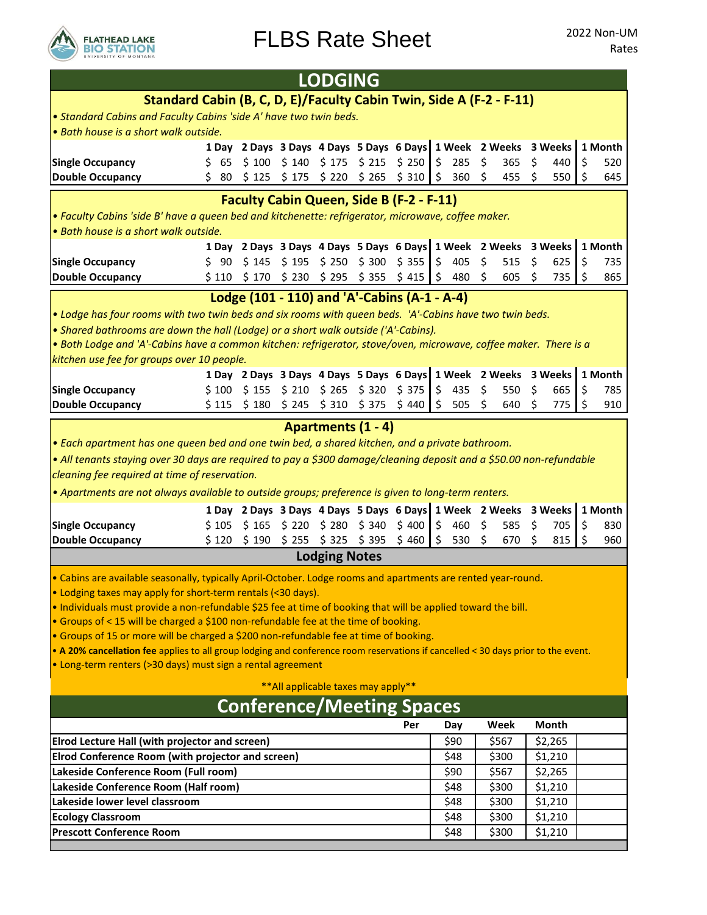# FLBS Rate Sheet

2022 Non-UM Rates

## LODGING

### Standard Cabin (B, C, D, E)/Faculty Cabin Twin, Side A (F-2 - F-11)

*• Standard Cabins and Faculty Cabins 'side A' have two twin beds.*
*• Bath house is a short walk outside.*

| | 1 Day | 2 Days | 3 Days | 4 Days | 5 Days | 6 Days | 1 Week | 2 Weeks | 3 Weeks | 1 Month |
|---|---|---|---|---|---|---|---|---|---|---|
| **Single Occupancy** | $ 65 | $ 100 | $ 140 | $ 175 | $ 215 | $ 250 | $ 285 | $ 365 | $ 440 | $ 520 |
| **Double Occupancy** | $ 80 | $ 125 | $ 175 | $ 220 | $ 265 | $ 310 | $ 360 | $ 455 | $ 550 | $ 645 |

### Faculty Cabin Queen, Side B (F-2 - F-11)

*• Faculty Cabins 'side B' have a queen bed and kitchenette: refrigerator, microwave, coffee maker.*
*• Bath house is a short walk outside.*

| | 1 Day | 2 Days | 3 Days | 4 Days | 5 Days | 6 Days | 1 Week | 2 Weeks | 3 Weeks | 1 Month |
|---|---|---|---|---|---|---|---|---|---|---|
| **Single Occupancy** | $ 90 | $ 145 | $ 195 | $ 250 | $ 300 | $ 355 | $ 405 | $ 515 | $ 625 | $ 735 |
| **Double Occupancy** | $ 110 | $ 170 | $ 230 | $ 295 | $ 355 | $ 415 | $ 480 | $ 605 | $ 735 | $ 865 |

### Lodge (101 - 110) and 'A'-Cabins (A-1 - A-4)

*• Lodge has four rooms with two twin beds and six rooms with queen beds. 'A'-Cabins have two twin beds.*
*• Shared bathrooms are down the hall (Lodge) or a short walk outside ('A'-Cabins).*
*• Both Lodge and 'A'-Cabins have a common kitchen: refrigerator, stove/oven, microwave, coffee maker. There is a kitchen use fee for groups over 10 people.*

| | 1 Day | 2 Days | 3 Days | 4 Days | 5 Days | 6 Days | 1 Week | 2 Weeks | 3 Weeks | 1 Month |
|---|---|---|---|---|---|---|---|---|---|---|
| **Single Occupancy** | $ 100 | $ 155 | $ 210 | $ 265 | $ 320 | $ 375 | $ 435 | $ 550 | $ 665 | $ 785 |
| **Double Occupancy** | $ 115 | $ 180 | $ 245 | $ 310 | $ 375 | $ 440 | $ 505 | $ 640 | $ 775 | $ 910 |

### Apartments (1 - 4)

*• Each apartment has one queen bed and one twin bed, a shared kitchen, and a private bathroom.*
*• All tenants staying over 30 days are required to pay a $300 damage/cleaning deposit and a $50.00 non-refundable cleaning fee required at time of reservation.*
*• Apartments are not always available to outside groups; preference is given to long-term renters.*

| | 1 Day | 2 Days | 3 Days | 4 Days | 5 Days | 6 Days | 1 Week | 2 Weeks | 3 Weeks | 1 Month |
|---|---|---|---|---|---|---|---|---|---|---|
| **Single Occupancy** | $ 105 | $ 165 | $ 220 | $ 280 | $ 340 | $ 400 | $ 460 | $ 585 | $ 705 | $ 830 |
| **Double Occupancy** | $ 120 | $ 190 | $ 255 | $ 325 | $ 395 | $ 460 | $ 530 | $ 670 | $ 815 | $ 960 |

### Lodging Notes

- Cabins are available seasonally, typically April-October. Lodge rooms and apartments are rented year-round.
- Lodging taxes may apply for short-term rentals (<30 days).
- Individuals must provide a non-refundable $25 fee at time of booking that will be applied toward the bill.
- Groups of < 15 will be charged a $100 non-refundable fee at the time of booking.
- Groups of 15 or more will be charged a $200 non-refundable fee at time of booking.
- **A 20% cancellation fee** applies to all group lodging and conference room reservations if cancelled < 30 days prior to the event.
- Long-term renters (>30 days) must sign a rental agreement

**All applicable taxes may apply**

## Conference/Meeting Spaces

| Per | Day | Week | Month |
|---|---|---|---|
| **Elrod Lecture Hall (with projector and screen)** | $90 | $567 | $2,265 |
| **Elrod Conference Room (with projector and screen)** | $48 | $300 | $1,210 |
| **Lakeside Conference Room (Full room)** | $90 | $567 | $2,265 |
| **Lakeside Conference Room (Half room)** | $48 | $300 | $1,210 |
| **Lakeside lower level classroom** | $48 | $300 | $1,210 |
| **Ecology Classroom** | $48 | $300 | $1,210 |
| **Prescott Conference Room** | $48 | $300 | $1,210 |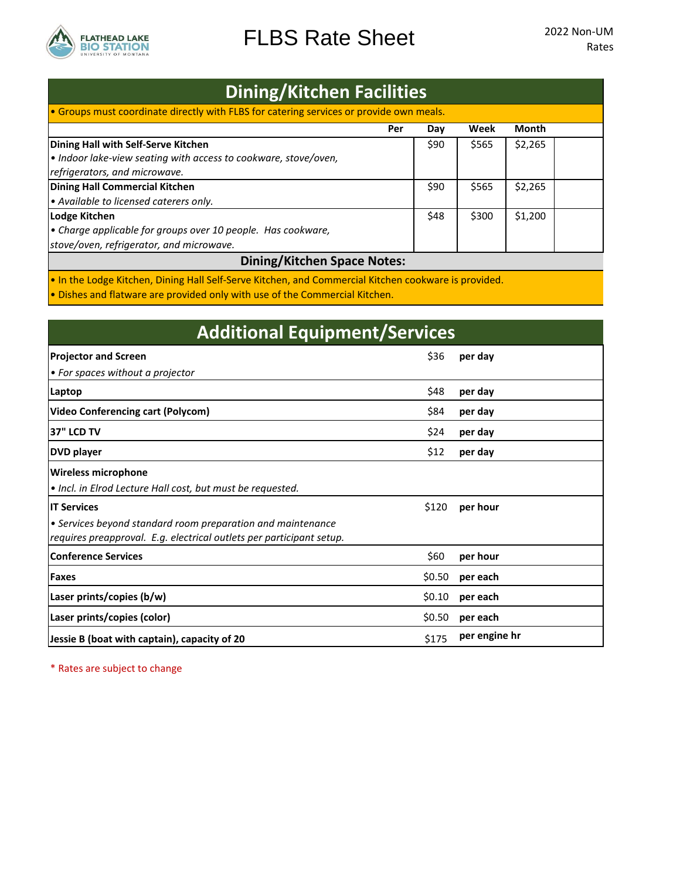FLATHEAD LAKE BIO STATION UNIVERSITY OF MONTANA

# FLBS Rate Sheet

2022 Non-UM Rates

## Dining/Kitchen Facilities

• Groups must coordinate directly with FLBS for catering services or provide own meals.

| Per | Day | Week | Month |
|---|---|---|---|
| **Dining Hall with Self-Serve Kitchen**<br>*• Indoor lake-view seating with access to cookware, stove/oven, refrigerators, and microwave.* | $90 | $565 | $2,265 |
| **Dining Hall Commercial Kitchen**<br>*• Available to licensed caterers only.* | $90 | $565 | $2,265 |
| **Lodge Kitchen**<br>*• Charge applicable for groups over 10 people. Has cookware, stove/oven, refrigerator, and microwave.* | $48 | $300 | $1,200 |

**Dining/Kitchen Space Notes:**

• In the Lodge Kitchen, Dining Hall Self-Serve Kitchen, and Commercial Kitchen cookware is provided.
• Dishes and flatware are provided only with use of the Commercial Kitchen.

## Additional Equipment/Services

| | | |
|---|---|---|
| **Projector and Screen**<br>*• For spaces without a projector* | $36 | **per day** |
| **Laptop** | $48 | **per day** |
| **Video Conferencing cart (Polycom)** | $84 | **per day** |
| **37" LCD TV** | $24 | **per day** |
| **DVD player** | $12 | **per day** |
| **Wireless microphone**<br>*• Incl. in Elrod Lecture Hall cost, but must be requested.* | | |
| **IT Services**<br>*• Services beyond standard room preparation and maintenance requires preapproval. E.g. electrical outlets per participant setup.* | $120 | **per hour** |
| **Conference Services** | $60 | **per hour** |
| **Faxes** | $0.50 | **per each** |
| **Laser prints/copies (b/w)** | $0.10 | **per each** |
| **Laser prints/copies (color)** | $0.50 | **per each** |
| **Jessie B (boat with captain), capacity of 20** | $175 | **per engine hr** |

* Rates are subject to change